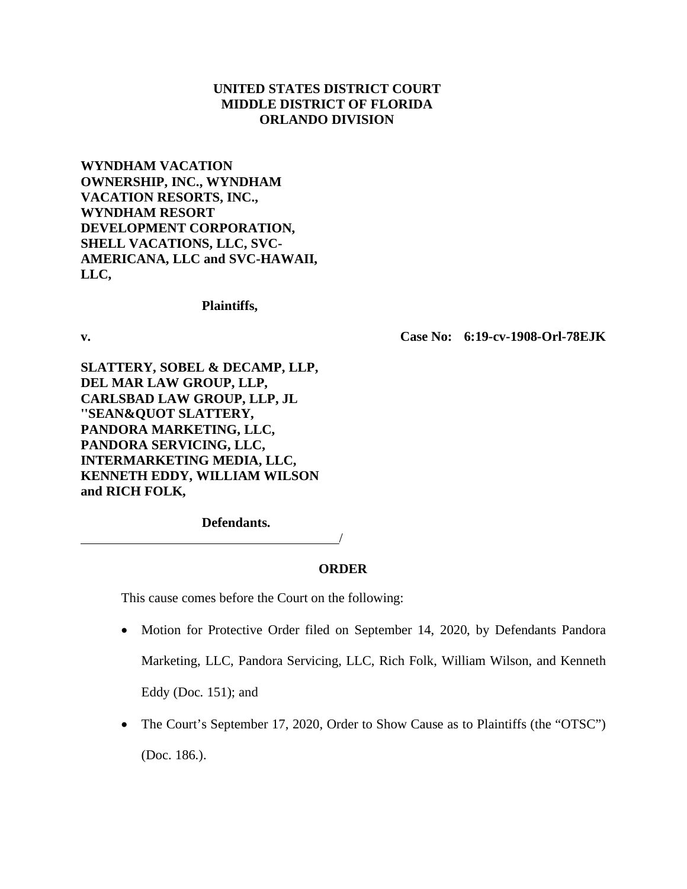**UNITED STATES DISTRICT COURT**
**MIDDLE DISTRICT OF FLORIDA**
**ORLANDO DIVISION**

**WYNDHAM VACATION OWNERSHIP, INC., WYNDHAM VACATION RESORTS, INC., WYNDHAM RESORT DEVELOPMENT CORPORATION, SHELL VACATIONS, LLC, SVC-AMERICANA, LLC and SVC-HAWAII, LLC,**

**Plaintiffs,**

**v.** **Case No: 6:19-cv-1908-Orl-78EJK**

**SLATTERY, SOBEL & DECAMP, LLP, DEL MAR LAW GROUP, LLP, CARLSBAD LAW GROUP, LLP, JL "SEAN&QUOT SLATTERY, PANDORA MARKETING, LLC, PANDORA SERVICING, LLC, INTERMARKETING MEDIA, LLC, KENNETH EDDY, WILLIAM WILSON and RICH FOLK,**

**Defendants.**

______________________________________/

**ORDER**

This cause comes before the Court on the following:

- Motion for Protective Order filed on September 14, 2020, by Defendants Pandora Marketing, LLC, Pandora Servicing, LLC, Rich Folk, William Wilson, and Kenneth Eddy (Doc. 151); and
- The Court's September 17, 2020, Order to Show Cause as to Plaintiffs (the "OTSC") (Doc. 186.).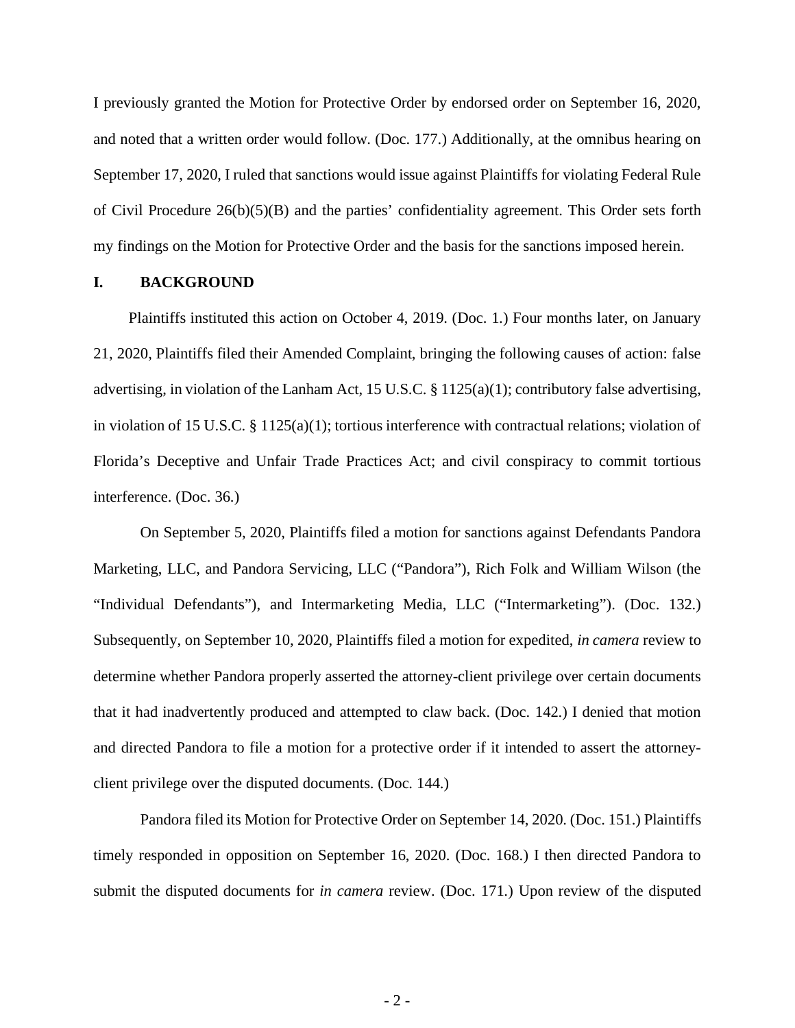I previously granted the Motion for Protective Order by endorsed order on September 16, 2020, and noted that a written order would follow. (Doc. 177.) Additionally, at the omnibus hearing on September 17, 2020, I ruled that sanctions would issue against Plaintiffs for violating Federal Rule of Civil Procedure 26(b)(5)(B) and the parties' confidentiality agreement. This Order sets forth my findings on the Motion for Protective Order and the basis for the sanctions imposed herein.

## I. BACKGROUND

Plaintiffs instituted this action on October 4, 2019. (Doc. 1.) Four months later, on January 21, 2020, Plaintiffs filed their Amended Complaint, bringing the following causes of action: false advertising, in violation of the Lanham Act, 15 U.S.C. § 1125(a)(1); contributory false advertising, in violation of 15 U.S.C. § 1125(a)(1); tortious interference with contractual relations; violation of Florida's Deceptive and Unfair Trade Practices Act; and civil conspiracy to commit tortious interference. (Doc. 36.)

On September 5, 2020, Plaintiffs filed a motion for sanctions against Defendants Pandora Marketing, LLC, and Pandora Servicing, LLC ("Pandora"), Rich Folk and William Wilson (the "Individual Defendants"), and Intermarketing Media, LLC ("Intermarketing"). (Doc. 132.) Subsequently, on September 10, 2020, Plaintiffs filed a motion for expedited, *in camera* review to determine whether Pandora properly asserted the attorney-client privilege over certain documents that it had inadvertently produced and attempted to claw back. (Doc. 142.) I denied that motion and directed Pandora to file a motion for a protective order if it intended to assert the attorney-client privilege over the disputed documents. (Doc. 144.)

Pandora filed its Motion for Protective Order on September 14, 2020. (Doc. 151.) Plaintiffs timely responded in opposition on September 16, 2020. (Doc. 168.) I then directed Pandora to submit the disputed documents for *in camera* review. (Doc. 171.) Upon review of the disputed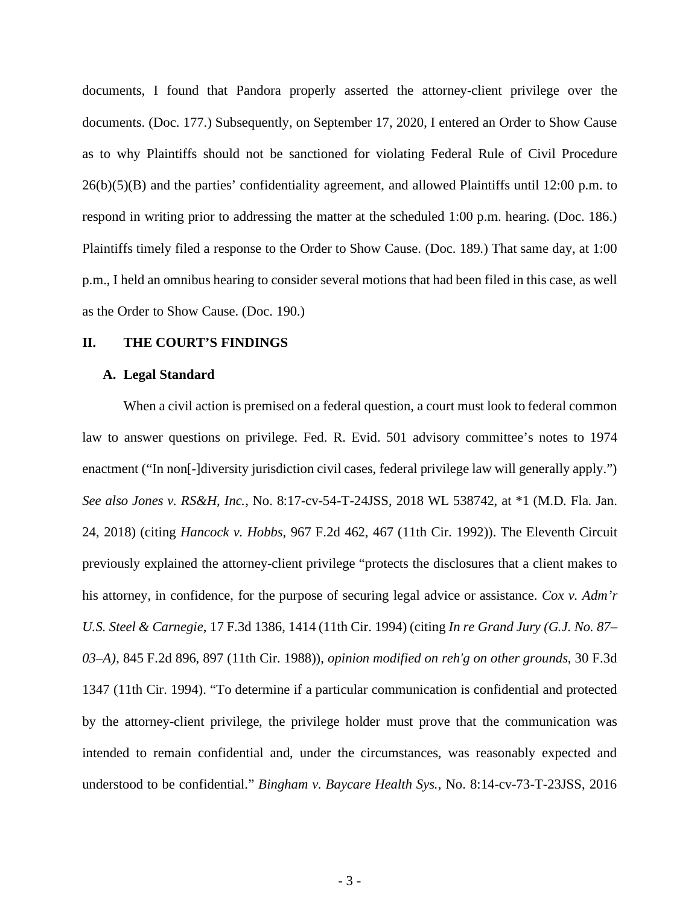documents, I found that Pandora properly asserted the attorney-client privilege over the documents. (Doc. 177.) Subsequently, on September 17, 2020, I entered an Order to Show Cause as to why Plaintiffs should not be sanctioned for violating Federal Rule of Civil Procedure 26(b)(5)(B) and the parties' confidentiality agreement, and allowed Plaintiffs until 12:00 p.m. to respond in writing prior to addressing the matter at the scheduled 1:00 p.m. hearing. (Doc. 186.) Plaintiffs timely filed a response to the Order to Show Cause. (Doc. 189.) That same day, at 1:00 p.m., I held an omnibus hearing to consider several motions that had been filed in this case, as well as the Order to Show Cause. (Doc. 190.)

## II. THE COURT'S FINDINGS

### A. Legal Standard

When a civil action is premised on a federal question, a court must look to federal common law to answer questions on privilege. Fed. R. Evid. 501 advisory committee's notes to 1974 enactment ("In non[-]diversity jurisdiction civil cases, federal privilege law will generally apply.") *See also Jones v. RS&H, Inc.*, No. 8:17-cv-54-T-24JSS, 2018 WL 538742, at *1 (M.D. Fla. Jan. 24, 2018) (citing *Hancock v. Hobbs*, 967 F.2d 462, 467 (11th Cir. 1992)). The Eleventh Circuit previously explained the attorney-client privilege "protects the disclosures that a client makes to his attorney, in confidence, for the purpose of securing legal advice or assistance. *Cox v. Adm'r U.S. Steel & Carnegie*, 17 F.3d 1386, 1414 (11th Cir. 1994) (citing *In re Grand Jury (G.J. No. 87–03–A)*, 845 F.2d 896, 897 (11th Cir. 1988)), *opinion modified on reh'g on other grounds*, 30 F.3d 1347 (11th Cir. 1994). "To determine if a particular communication is confidential and protected by the attorney-client privilege, the privilege holder must prove that the communication was intended to remain confidential and, under the circumstances, was reasonably expected and understood to be confidential." *Bingham v. Baycare Health Sys.*, No. 8:14-cv-73-T-23JSS, 2016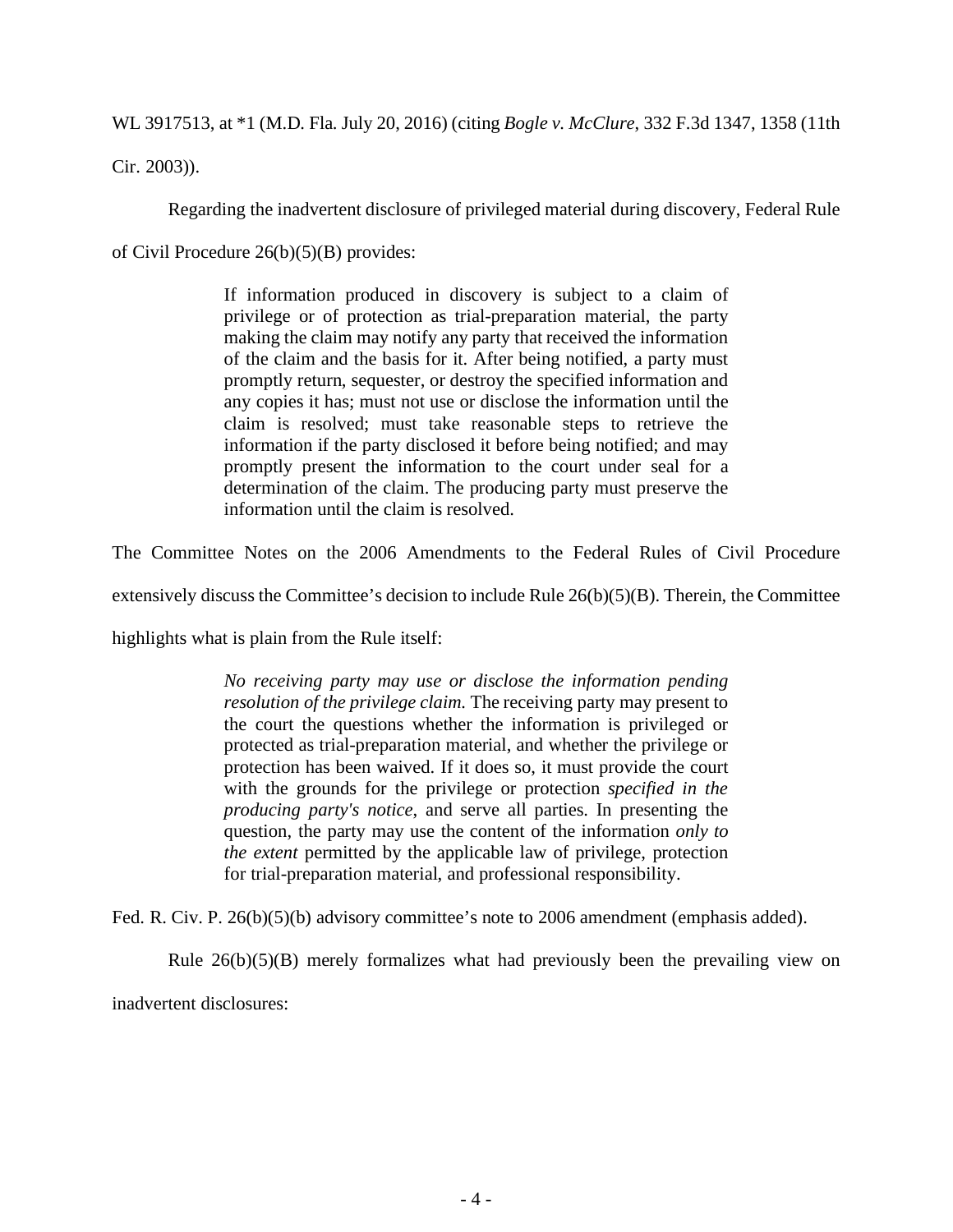WL 3917513, at *1 (M.D. Fla. July 20, 2016) (citing *Bogle v. McClure*, 332 F.3d 1347, 1358 (11th Cir. 2003)).

Regarding the inadvertent disclosure of privileged material during discovery, Federal Rule of Civil Procedure 26(b)(5)(B) provides:

> If information produced in discovery is subject to a claim of privilege or of protection as trial-preparation material, the party making the claim may notify any party that received the information of the claim and the basis for it. After being notified, a party must promptly return, sequester, or destroy the specified information and any copies it has; must not use or disclose the information until the claim is resolved; must take reasonable steps to retrieve the information if the party disclosed it before being notified; and may promptly present the information to the court under seal for a determination of the claim. The producing party must preserve the information until the claim is resolved.

The Committee Notes on the 2006 Amendments to the Federal Rules of Civil Procedure extensively discuss the Committee's decision to include Rule 26(b)(5)(B). Therein, the Committee highlights what is plain from the Rule itself:

> *No receiving party may use or disclose the information pending resolution of the privilege claim.* The receiving party may present to the court the questions whether the information is privileged or protected as trial-preparation material, and whether the privilege or protection has been waived. If it does so, it must provide the court with the grounds for the privilege or protection *specified in the producing party's notice*, and serve all parties. In presenting the question, the party may use the content of the information *only to the extent* permitted by the applicable law of privilege, protection for trial-preparation material, and professional responsibility.

Fed. R. Civ. P. 26(b)(5)(b) advisory committee's note to 2006 amendment (emphasis added).

Rule 26(b)(5)(B) merely formalizes what had previously been the prevailing view on inadvertent disclosures: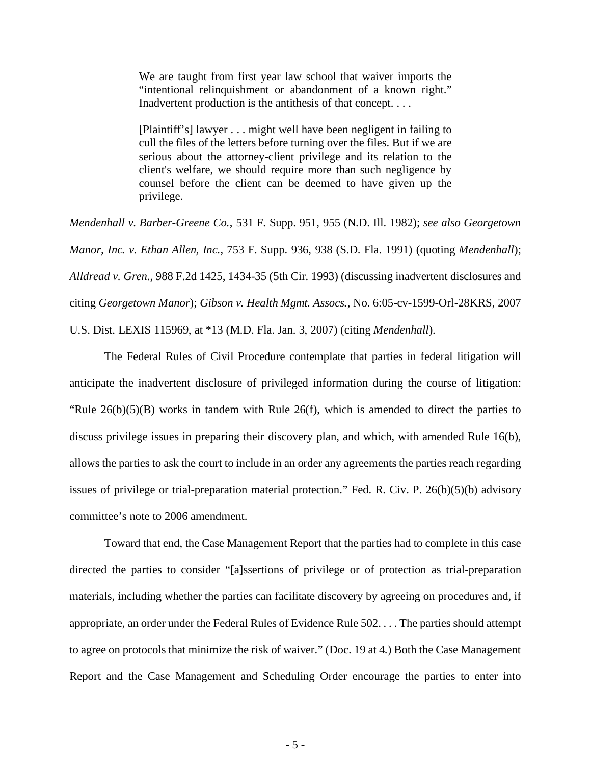> We are taught from first year law school that waiver imports the "intentional relinquishment or abandonment of a known right." Inadvertent production is the antithesis of that concept. . . .
>
> [Plaintiff's] lawyer . . . might well have been negligent in failing to cull the files of the letters before turning over the files. But if we are serious about the attorney-client privilege and its relation to the client's welfare, we should require more than such negligence by counsel before the client can be deemed to have given up the privilege.

*Mendenhall v. Barber-Greene Co.*, 531 F. Supp. 951, 955 (N.D. Ill. 1982); *see also Georgetown Manor, Inc. v. Ethan Allen, Inc.*, 753 F. Supp. 936, 938 (S.D. Fla. 1991) (quoting *Mendenhall*); *Alldread v. Gren.*, 988 F.2d 1425, 1434-35 (5th Cir. 1993) (discussing inadvertent disclosures and citing *Georgetown Manor*); *Gibson v. Health Mgmt. Assocs.*, No. 6:05-cv-1599-Orl-28KRS, 2007 U.S. Dist. LEXIS 115969, at *13 (M.D. Fla. Jan. 3, 2007) (citing *Mendenhall*).

The Federal Rules of Civil Procedure contemplate that parties in federal litigation will anticipate the inadvertent disclosure of privileged information during the course of litigation: "Rule 26(b)(5)(B) works in tandem with Rule 26(f), which is amended to direct the parties to discuss privilege issues in preparing their discovery plan, and which, with amended Rule 16(b), allows the parties to ask the court to include in an order any agreements the parties reach regarding issues of privilege or trial-preparation material protection." Fed. R. Civ. P. 26(b)(5)(b) advisory committee's note to 2006 amendment.

Toward that end, the Case Management Report that the parties had to complete in this case directed the parties to consider "[a]ssertions of privilege or of protection as trial-preparation materials, including whether the parties can facilitate discovery by agreeing on procedures and, if appropriate, an order under the Federal Rules of Evidence Rule 502. . . . The parties should attempt to agree on protocols that minimize the risk of waiver." (Doc. 19 at 4.) Both the Case Management Report and the Case Management and Scheduling Order encourage the parties to enter into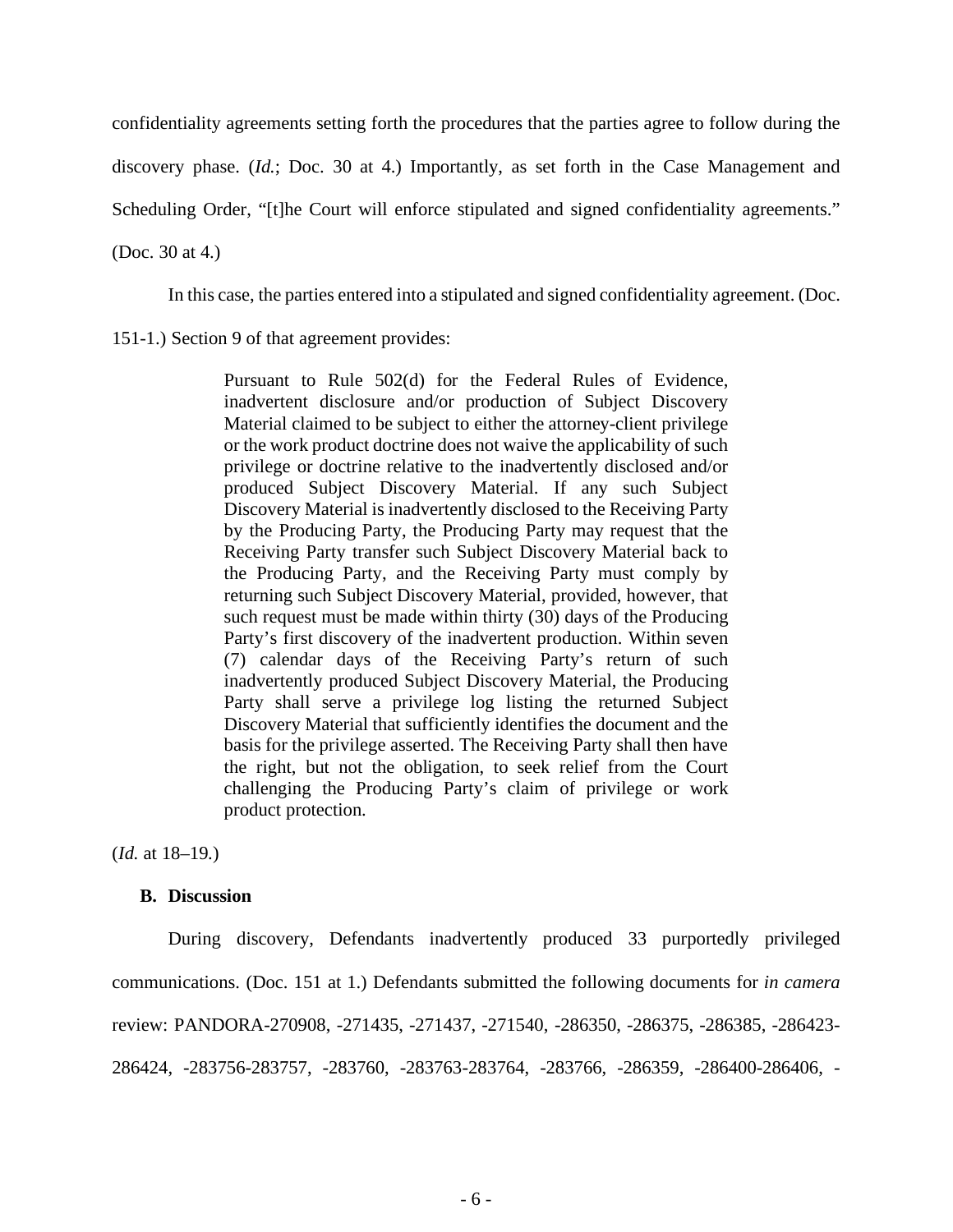confidentiality agreements setting forth the procedures that the parties agree to follow during the discovery phase. (*Id.*; Doc. 30 at 4.) Importantly, as set forth in the Case Management and Scheduling Order, "[t]he Court will enforce stipulated and signed confidentiality agreements." (Doc. 30 at 4.)

In this case, the parties entered into a stipulated and signed confidentiality agreement. (Doc. 151-1.) Section 9 of that agreement provides:

> Pursuant to Rule 502(d) for the Federal Rules of Evidence, inadvertent disclosure and/or production of Subject Discovery Material claimed to be subject to either the attorney-client privilege or the work product doctrine does not waive the applicability of such privilege or doctrine relative to the inadvertently disclosed and/or produced Subject Discovery Material. If any such Subject Discovery Material is inadvertently disclosed to the Receiving Party by the Producing Party, the Producing Party may request that the Receiving Party transfer such Subject Discovery Material back to the Producing Party, and the Receiving Party must comply by returning such Subject Discovery Material, provided, however, that such request must be made within thirty (30) days of the Producing Party's first discovery of the inadvertent production. Within seven (7) calendar days of the Receiving Party's return of such inadvertently produced Subject Discovery Material, the Producing Party shall serve a privilege log listing the returned Subject Discovery Material that sufficiently identifies the document and the basis for the privilege asserted. The Receiving Party shall then have the right, but not the obligation, to seek relief from the Court challenging the Producing Party's claim of privilege or work product protection.

(*Id.* at 18–19.)

### B. Discussion

During discovery, Defendants inadvertently produced 33 purportedly privileged communications. (Doc. 151 at 1.) Defendants submitted the following documents for *in camera* review: PANDORA-270908, -271435, -271437, -271540, -286350, -286375, -286385, -286423-286424, -283756-283757, -283760, -283763-283764, -283766, -286359, -286400-286406, -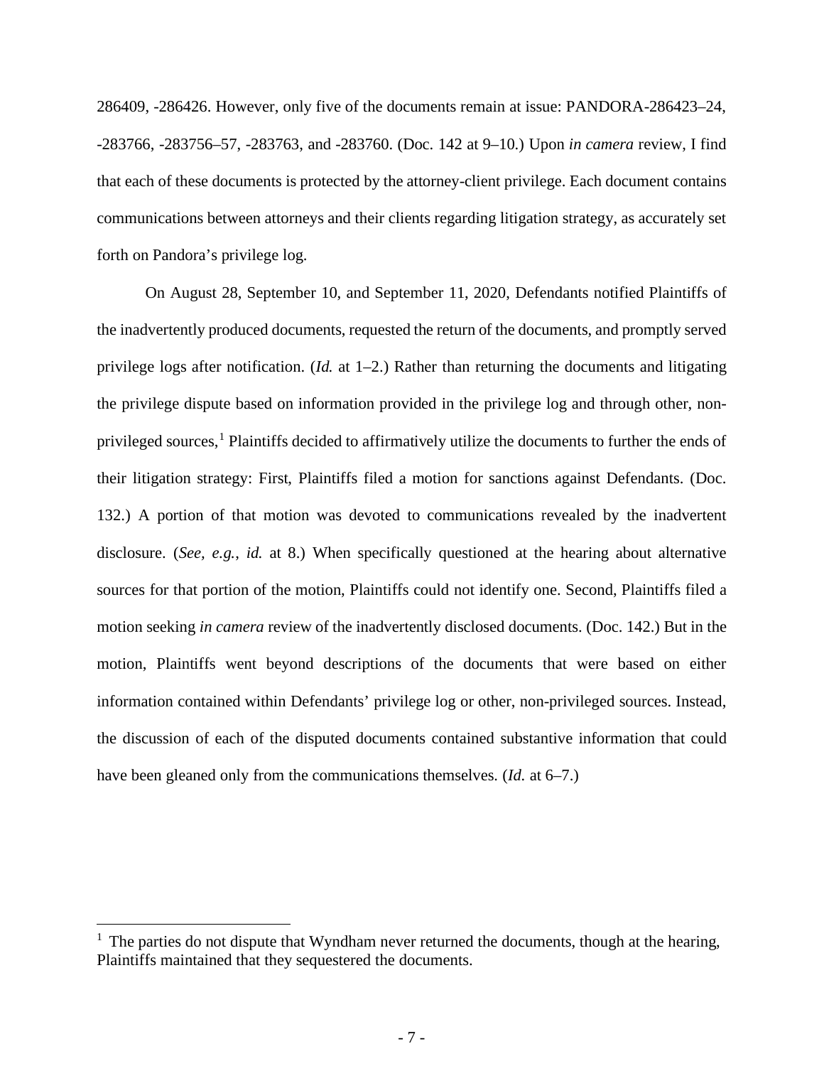286409, -286426. However, only five of the documents remain at issue: PANDORA-286423–24, -283766, -283756–57, -283763, and -283760. (Doc. 142 at 9–10.) Upon *in camera* review, I find that each of these documents is protected by the attorney-client privilege. Each document contains communications between attorneys and their clients regarding litigation strategy, as accurately set forth on Pandora's privilege log.

On August 28, September 10, and September 11, 2020, Defendants notified Plaintiffs of the inadvertently produced documents, requested the return of the documents, and promptly served privilege logs after notification. (*Id.* at 1–2.) Rather than returning the documents and litigating the privilege dispute based on information provided in the privilege log and through other, non-privileged sources,[1] Plaintiffs decided to affirmatively utilize the documents to further the ends of their litigation strategy: First, Plaintiffs filed a motion for sanctions against Defendants. (Doc. 132.) A portion of that motion was devoted to communications revealed by the inadvertent disclosure. (*See, e.g.*, *id.* at 8.) When specifically questioned at the hearing about alternative sources for that portion of the motion, Plaintiffs could not identify one. Second, Plaintiffs filed a motion seeking *in camera* review of the inadvertently disclosed documents. (Doc. 142.) But in the motion, Plaintiffs went beyond descriptions of the documents that were based on either information contained within Defendants' privilege log or other, non-privileged sources. Instead, the discussion of each of the disputed documents contained substantive information that could have been gleaned only from the communications themselves. (*Id.* at 6–7.)

---

[1] The parties do not dispute that Wyndham never returned the documents, though at the hearing, Plaintiffs maintained that they sequestered the documents.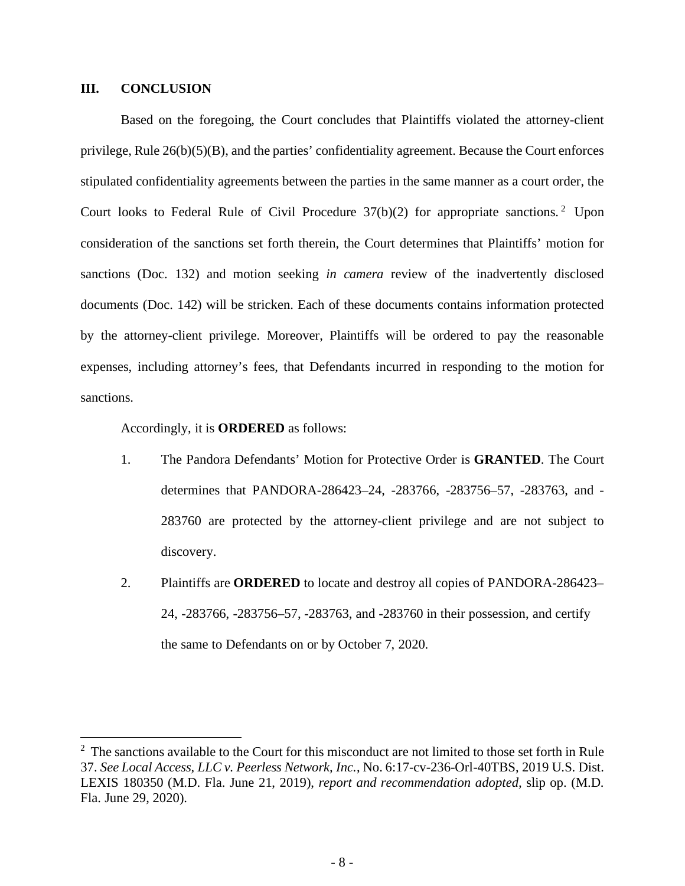## III. CONCLUSION

Based on the foregoing, the Court concludes that Plaintiffs violated the attorney-client privilege, Rule 26(b)(5)(B), and the parties' confidentiality agreement. Because the Court enforces stipulated confidentiality agreements between the parties in the same manner as a court order, the Court looks to Federal Rule of Civil Procedure 37(b)(2) for appropriate sanctions.[2] Upon consideration of the sanctions set forth therein, the Court determines that Plaintiffs' motion for sanctions (Doc. 132) and motion seeking *in camera* review of the inadvertently disclosed documents (Doc. 142) will be stricken. Each of these documents contains information protected by the attorney-client privilege. Moreover, Plaintiffs will be ordered to pay the reasonable expenses, including attorney's fees, that Defendants incurred in responding to the motion for sanctions.

Accordingly, it is **ORDERED** as follows:

1. The Pandora Defendants' Motion for Protective Order is **GRANTED**. The Court determines that PANDORA-286423–24, -283766, -283756–57, -283763, and -283760 are protected by the attorney-client privilege and are not subject to discovery.

2. Plaintiffs are **ORDERED** to locate and destroy all copies of PANDORA-286423–24, -283766, -283756–57, -283763, and -283760 in their possession, and certify the same to Defendants on or by October 7, 2020.

---

[2] The sanctions available to the Court for this misconduct are not limited to those set forth in Rule 37. *See Local Access, LLC v. Peerless Network, Inc.*, No. 6:17-cv-236-Orl-40TBS, 2019 U.S. Dist. LEXIS 180350 (M.D. Fla. June 21, 2019), *report and recommendation adopted*, slip op. (M.D. Fla. June 29, 2020).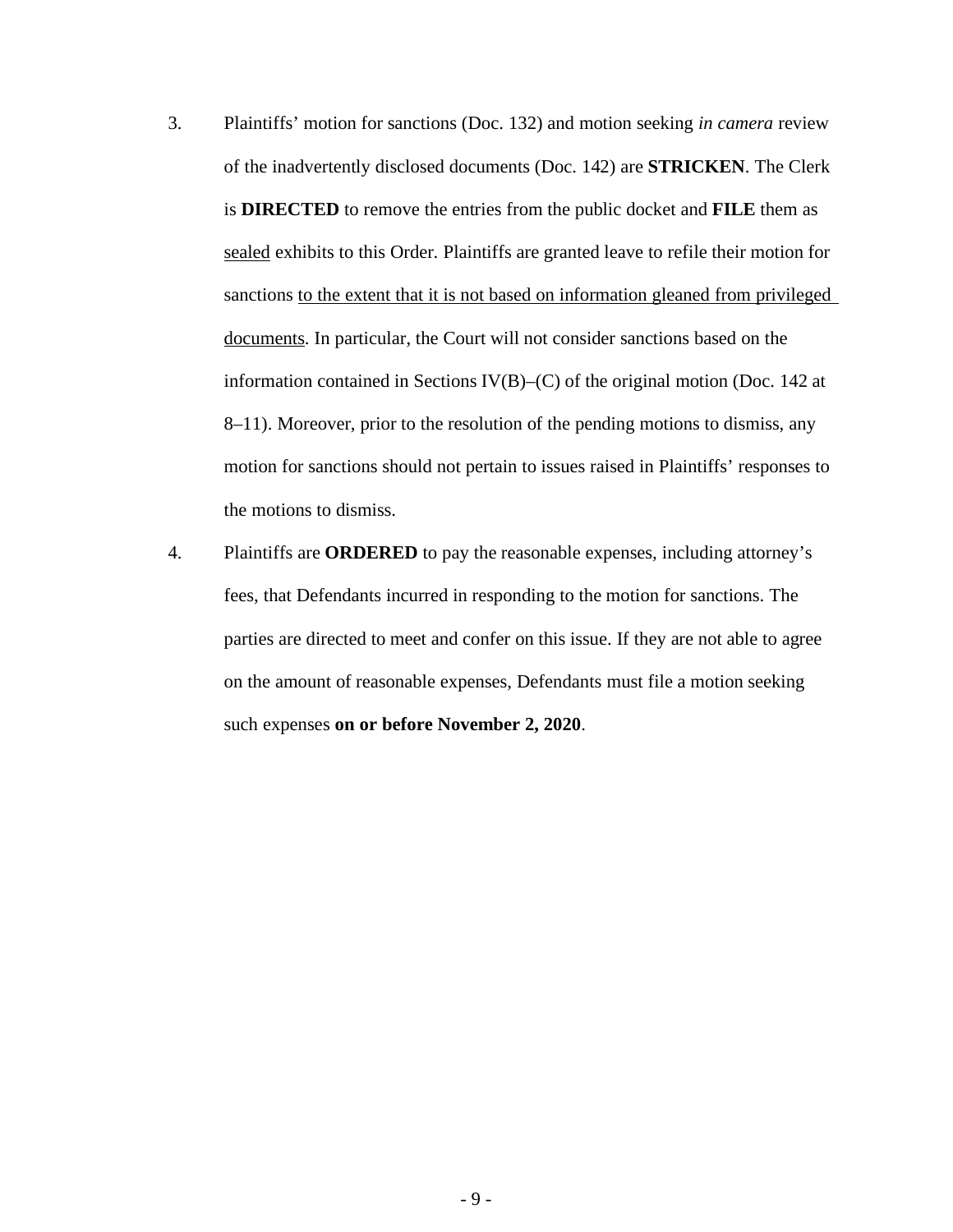3. Plaintiffs' motion for sanctions (Doc. 132) and motion seeking *in camera* review of the inadvertently disclosed documents (Doc. 142) are **STRICKEN**. The Clerk is **DIRECTED** to remove the entries from the public docket and **FILE** them as <u>sealed</u> exhibits to this Order. Plaintiffs are granted leave to refile their motion for sanctions <u>to the extent that it is not based on information gleaned from privileged documents</u>. In particular, the Court will not consider sanctions based on the information contained in Sections IV(B)–(C) of the original motion (Doc. 142 at 8–11). Moreover, prior to the resolution of the pending motions to dismiss, any motion for sanctions should not pertain to issues raised in Plaintiffs' responses to the motions to dismiss.

4. Plaintiffs are **ORDERED** to pay the reasonable expenses, including attorney's fees, that Defendants incurred in responding to the motion for sanctions. The parties are directed to meet and confer on this issue. If they are not able to agree on the amount of reasonable expenses, Defendants must file a motion seeking such expenses **on or before November 2, 2020**.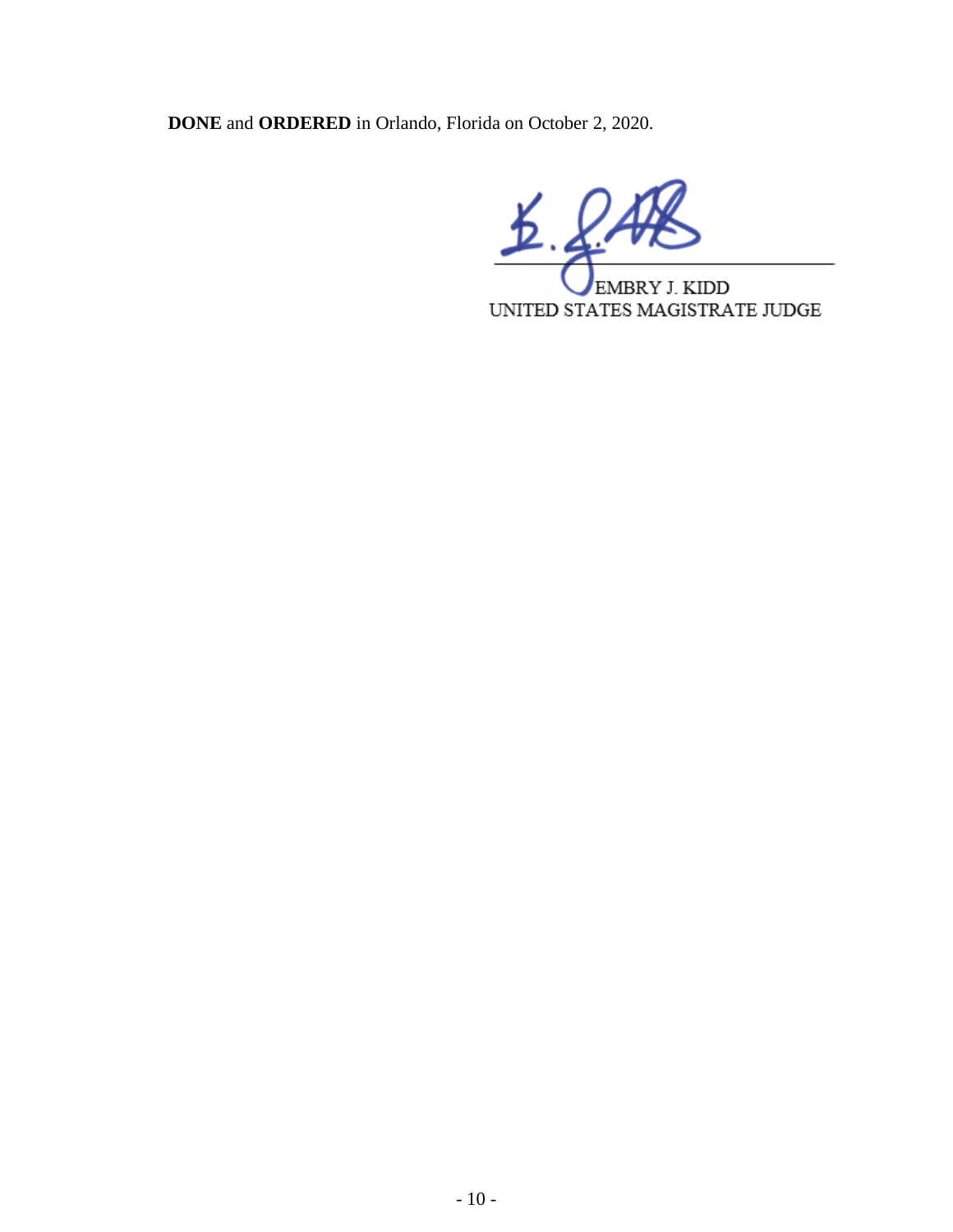**DONE** and **ORDERED** in Orlando, Florida on October 2, 2020.

EMBRY J. KIDD
UNITED STATES MAGISTRATE JUDGE